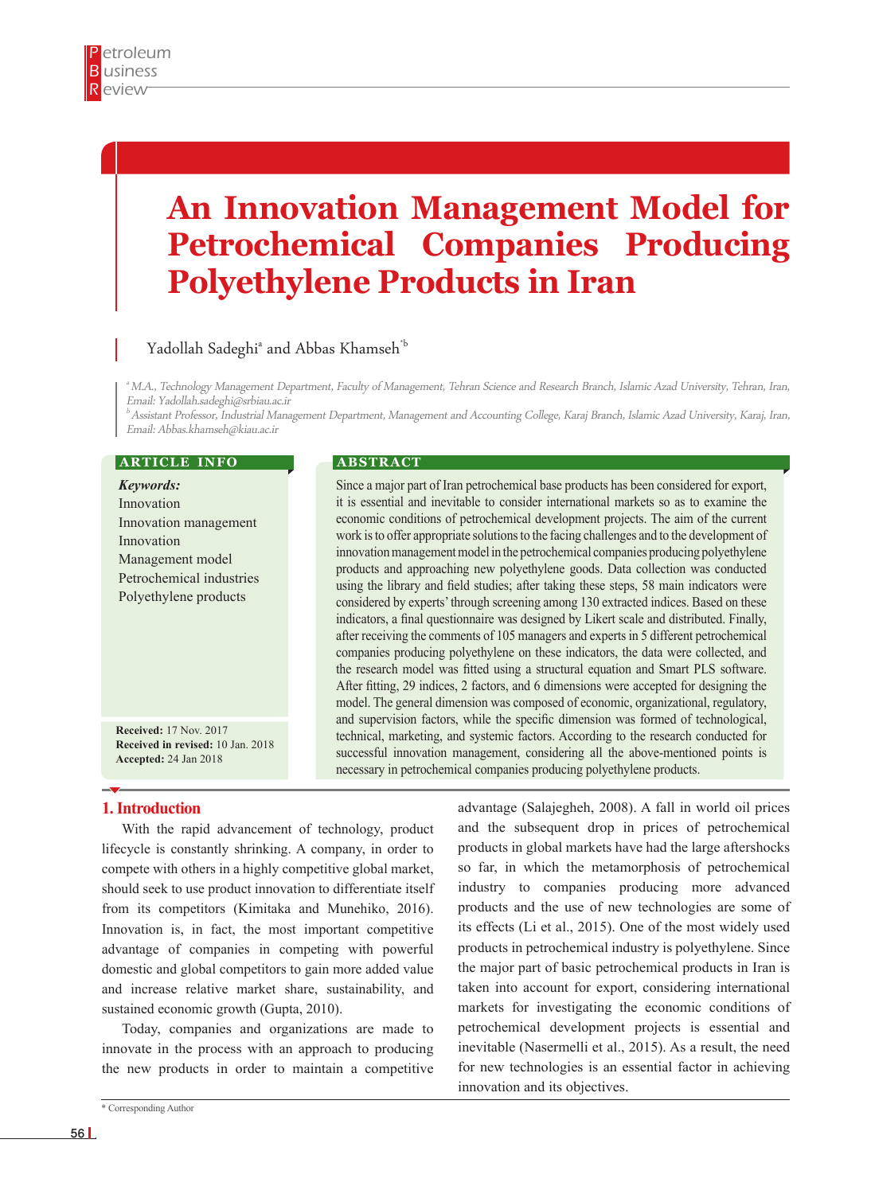# An Innovation Management Model for Petrochemical Companies Producing Polyethylene Products in Iran

Yadollah Sadeghi[a] and Abbas Khamseh*[b]

[a] M.A., Technology Management Department, Faculty of Management, Tehran Science and Research Branch, Islamic Azad University, Tehran, Iran, Email: Yadollah.sadeghi@srbiau.ac.ir

[b] Assistant Professor, Industrial Management Department, Management and Accounting College, Karaj Branch, Islamic Azad University, Karaj, Iran, Email: Abbas.khamseh@kiau.ac.ir

## ARTICLE INFO

***Keywords:***
Innovation
Innovation management
Innovation
Management model
Petrochemical industries
Polyethylene products

**Received:** 17 Nov. 2017
**Received in revised:** 10 Jan. 2018
**Accepted:** 24 Jan 2018

## ABSTRACT

Since a major part of Iran petrochemical base products has been considered for export, it is essential and inevitable to consider international markets so as to examine the economic conditions of petrochemical development projects. The aim of the current work is to offer appropriate solutions to the facing challenges and to the development of innovation management model in the petrochemical companies producing polyethylene products and approaching new polyethylene goods. Data collection was conducted using the library and field studies; after taking these steps, 58 main indicators were considered by experts' through screening among 130 extracted indices. Based on these indicators, a final questionnaire was designed by Likert scale and distributed. Finally, after receiving the comments of 105 managers and experts in 5 different petrochemical companies producing polyethylene on these indicators, the data were collected, and the research model was fitted using a structural equation and Smart PLS software. After fitting, 29 indices, 2 factors, and 6 dimensions were accepted for designing the model. The general dimension was composed of economic, organizational, regulatory, and supervision factors, while the specific dimension was formed of technological, technical, marketing, and systemic factors. According to the research conducted for successful innovation management, considering all the above-mentioned points is necessary in petrochemical companies producing polyethylene products.

## 1. Introduction

With the rapid advancement of technology, product lifecycle is constantly shrinking. A company, in order to compete with others in a highly competitive global market, should seek to use product innovation to differentiate itself from its competitors (Kimitaka and Munehiko, 2016). Innovation is, in fact, the most important competitive advantage of companies in competing with powerful domestic and global competitors to gain more added value and increase relative market share, sustainability, and sustained economic growth (Gupta, 2010).

Today, companies and organizations are made to innovate in the process with an approach to producing the new products in order to maintain a competitive advantage (Salajegheh, 2008). A fall in world oil prices and the subsequent drop in prices of petrochemical products in global markets have had the large aftershocks so far, in which the metamorphosis of petrochemical industry to companies producing more advanced products and the use of new technologies are some of its effects (Li et al., 2015). One of the most widely used products in petrochemical industry is polyethylene. Since the major part of basic petrochemical products in Iran is taken into account for export, considering international markets for investigating the economic conditions of petrochemical development projects is essential and inevitable (Nasermelli et al., 2015). As a result, the need for new technologies is an essential factor in achieving innovation and its objectives.

\* Corresponding Author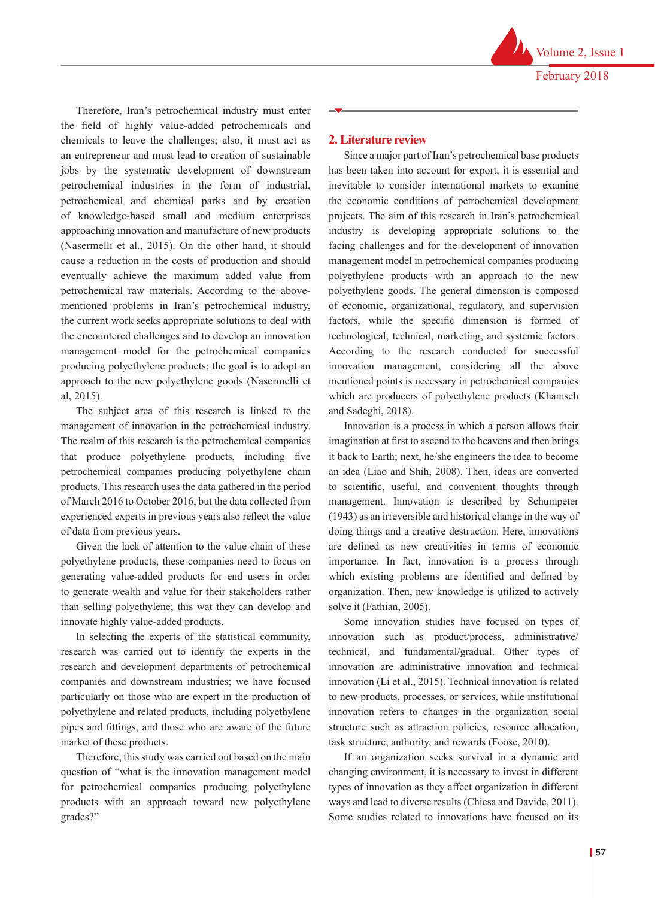Therefore, Iran's petrochemical industry must enter the field of highly value-added petrochemicals and chemicals to leave the challenges; also, it must act as an entrepreneur and must lead to creation of sustainable jobs by the systematic development of downstream petrochemical industries in the form of industrial, petrochemical and chemical parks and by creation of knowledge-based small and medium enterprises approaching innovation and manufacture of new products (Nasermelli et al., 2015). On the other hand, it should cause a reduction in the costs of production and should eventually achieve the maximum added value from petrochemical raw materials. According to the above-mentioned problems in Iran's petrochemical industry, the current work seeks appropriate solutions to deal with the encountered challenges and to develop an innovation management model for the petrochemical companies producing polyethylene products; the goal is to adopt an approach to the new polyethylene goods (Nasermelli et al, 2015).

The subject area of this research is linked to the management of innovation in the petrochemical industry. The realm of this research is the petrochemical companies that produce polyethylene products, including five petrochemical companies producing polyethylene chain products. This research uses the data gathered in the period of March 2016 to October 2016, but the data collected from experienced experts in previous years also reflect the value of data from previous years.

Given the lack of attention to the value chain of these polyethylene products, these companies need to focus on generating value-added products for end users in order to generate wealth and value for their stakeholders rather than selling polyethylene; this wat they can develop and innovate highly value-added products.

In selecting the experts of the statistical community, research was carried out to identify the experts in the research and development departments of petrochemical companies and downstream industries; we have focused particularly on those who are expert in the production of polyethylene and related products, including polyethylene pipes and fittings, and those who are aware of the future market of these products.

Therefore, this study was carried out based on the main question of "what is the innovation management model for petrochemical companies producing polyethylene products with an approach toward new polyethylene grades?"

## 2. Literature review

Since a major part of Iran's petrochemical base products has been taken into account for export, it is essential and inevitable to consider international markets to examine the economic conditions of petrochemical development projects. The aim of this research in Iran's petrochemical industry is developing appropriate solutions to the facing challenges and for the development of innovation management model in petrochemical companies producing polyethylene products with an approach to the new polyethylene goods. The general dimension is composed of economic, organizational, regulatory, and supervision factors, while the specific dimension is formed of technological, technical, marketing, and systemic factors. According to the research conducted for successful innovation management, considering all the above mentioned points is necessary in petrochemical companies which are producers of polyethylene products (Khamseh and Sadeghi, 2018).

Innovation is a process in which a person allows their imagination at first to ascend to the heavens and then brings it back to Earth; next, he/she engineers the idea to become an idea (Liao and Shih, 2008). Then, ideas are converted to scientific, useful, and convenient thoughts through management. Innovation is described by Schumpeter (1943) as an irreversible and historical change in the way of doing things and a creative destruction. Here, innovations are defined as new creativities in terms of economic importance. In fact, innovation is a process through which existing problems are identified and defined by organization. Then, new knowledge is utilized to actively solve it (Fathian, 2005).

Some innovation studies have focused on types of innovation such as product/process, administrative/technical, and fundamental/gradual. Other types of innovation are administrative innovation and technical innovation (Li et al., 2015). Technical innovation is related to new products, processes, or services, while institutional innovation refers to changes in the organization social structure such as attraction policies, resource allocation, task structure, authority, and rewards (Foose, 2010).

If an organization seeks survival in a dynamic and changing environment, it is necessary to invest in different types of innovation as they affect organization in different ways and lead to diverse results (Chiesa and Davide, 2011). Some studies related to innovations have focused on its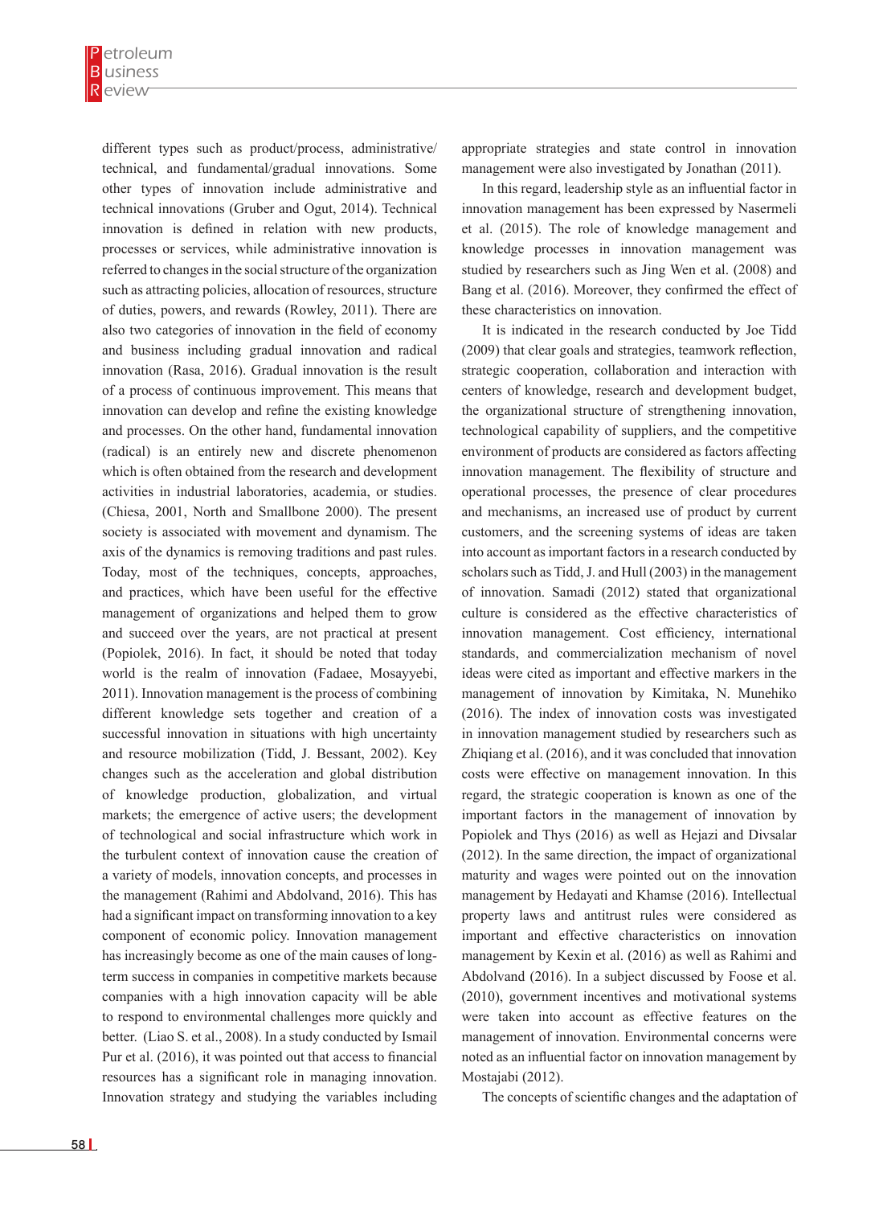different types such as product/process, administrative/ technical, and fundamental/gradual innovations. Some other types of innovation include administrative and technical innovations (Gruber and Ogut, 2014). Technical innovation is defined in relation with new products, processes or services, while administrative innovation is referred to changes in the social structure of the organization such as attracting policies, allocation of resources, structure of duties, powers, and rewards (Rowley, 2011). There are also two categories of innovation in the field of economy and business including gradual innovation and radical innovation (Rasa, 2016). Gradual innovation is the result of a process of continuous improvement. This means that innovation can develop and refine the existing knowledge and processes. On the other hand, fundamental innovation (radical) is an entirely new and discrete phenomenon which is often obtained from the research and development activities in industrial laboratories, academia, or studies. (Chiesa, 2001, North and Smallbone 2000). The present society is associated with movement and dynamism. The axis of the dynamics is removing traditions and past rules. Today, most of the techniques, concepts, approaches, and practices, which have been useful for the effective management of organizations and helped them to grow and succeed over the years, are not practical at present (Popiolek, 2016). In fact, it should be noted that today world is the realm of innovation (Fadaee, Mosayyebi, 2011). Innovation management is the process of combining different knowledge sets together and creation of a successful innovation in situations with high uncertainty and resource mobilization (Tidd, J. Bessant, 2002). Key changes such as the acceleration and global distribution of knowledge production, globalization, and virtual markets; the emergence of active users; the development of technological and social infrastructure which work in the turbulent context of innovation cause the creation of a variety of models, innovation concepts, and processes in the management (Rahimi and Abdolvand, 2016). This has had a significant impact on transforming innovation to a key component of economic policy. Innovation management has increasingly become as one of the main causes of long-term success in companies in competitive markets because companies with a high innovation capacity will be able to respond to environmental challenges more quickly and better. (Liao S. et al., 2008). In a study conducted by Ismail Pur et al. (2016), it was pointed out that access to financial resources has a significant role in managing innovation. Innovation strategy and studying the variables including appropriate strategies and state control in innovation management were also investigated by Jonathan (2011).

In this regard, leadership style as an influential factor in innovation management has been expressed by Nasermeli et al. (2015). The role of knowledge management and knowledge processes in innovation management was studied by researchers such as Jing Wen et al. (2008) and Bang et al. (2016). Moreover, they confirmed the effect of these characteristics on innovation.

It is indicated in the research conducted by Joe Tidd (2009) that clear goals and strategies, teamwork reflection, strategic cooperation, collaboration and interaction with centers of knowledge, research and development budget, the organizational structure of strengthening innovation, technological capability of suppliers, and the competitive environment of products are considered as factors affecting innovation management. The flexibility of structure and operational processes, the presence of clear procedures and mechanisms, an increased use of product by current customers, and the screening systems of ideas are taken into account as important factors in a research conducted by scholars such as Tidd, J. and Hull (2003) in the management of innovation. Samadi (2012) stated that organizational culture is considered as the effective characteristics of innovation management. Cost efficiency, international standards, and commercialization mechanism of novel ideas were cited as important and effective markers in the management of innovation by Kimitaka, N. Munehiko (2016). The index of innovation costs was investigated in innovation management studied by researchers such as Zhiqiang et al. (2016), and it was concluded that innovation costs were effective on management innovation. In this regard, the strategic cooperation is known as one of the important factors in the management of innovation by Popiolek and Thys (2016) as well as Hejazi and Divsalar (2012). In the same direction, the impact of organizational maturity and wages were pointed out on the innovation management by Hedayati and Khamse (2016). Intellectual property laws and antitrust rules were considered as important and effective characteristics on innovation management by Kexin et al. (2016) as well as Rahimi and Abdolvand (2016). In a subject discussed by Foose et al. (2010), government incentives and motivational systems were taken into account as effective features on the management of innovation. Environmental concerns were noted as an influential factor on innovation management by Mostajabi (2012).

The concepts of scientific changes and the adaptation of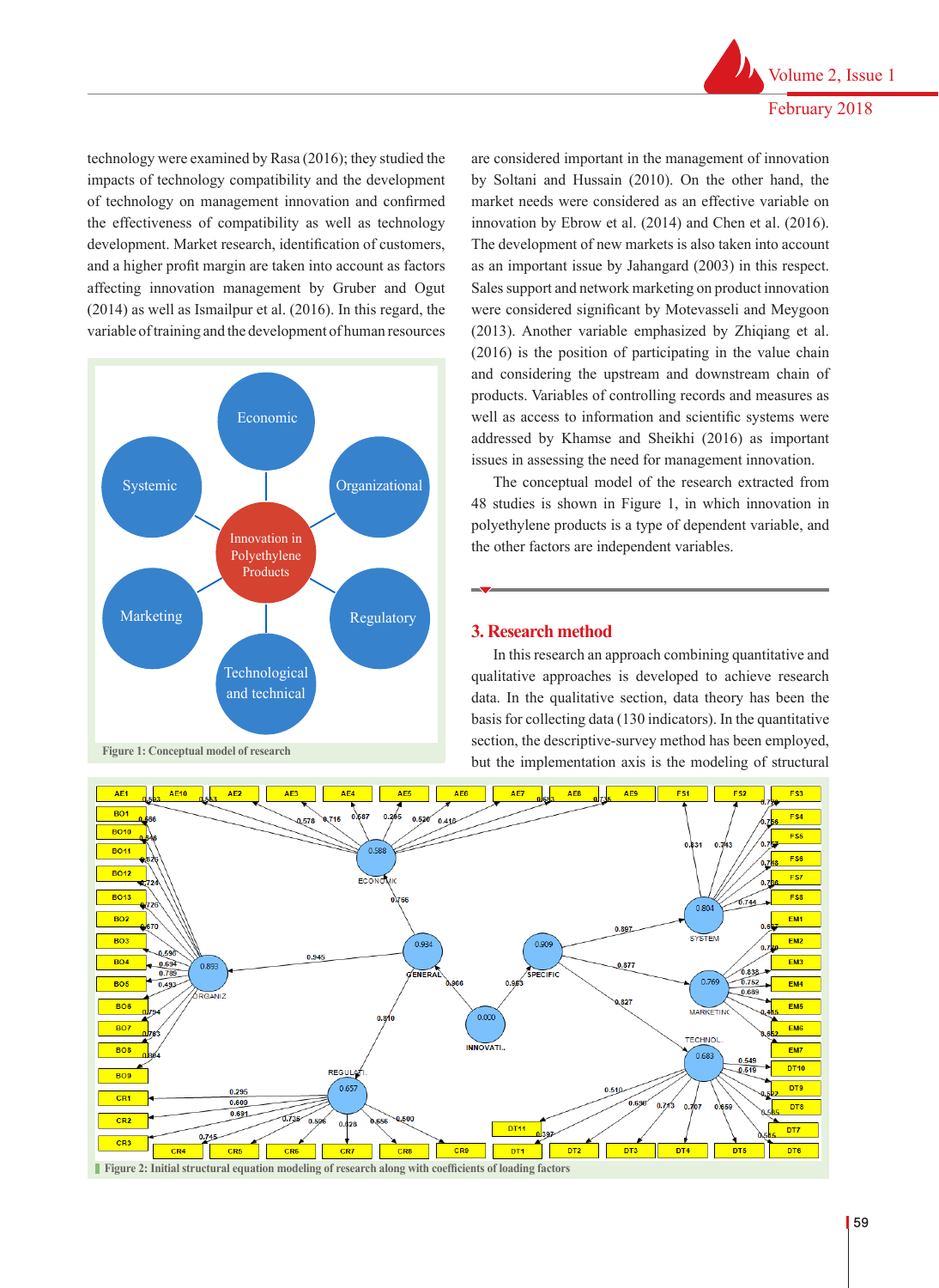technology were examined by Rasa (2016); they studied the impacts of technology compatibility and the development of technology on management innovation and confirmed the effectiveness of compatibility as well as technology development. Market research, identification of customers, and a higher profit margin are taken into account as factors affecting innovation management by Gruber and Ogut (2014) as well as Ismailpur et al. (2016). In this regard, the variable of training and the development of human resources are considered important in the management of innovation by Soltani and Hussain (2010). On the other hand, the market needs were considered as an effective variable on innovation by Ebrow et al. (2014) and Chen et al. (2016). The development of new markets is also taken into account as an important issue by Jahangard (2003) in this respect. Sales support and network marketing on product innovation were considered significant by Motevasseli and Meygoon (2013). Another variable emphasized by Zhiqiang et al. (2016) is the position of participating in the value chain and considering the upstream and downstream chain of products. Variables of controlling records and measures as well as access to information and scientific systems were addressed by Khamse and Sheikhi (2016) as important issues in assessing the need for management innovation.

The conceptual model of the research extracted from 48 studies is shown in Figure 1, in which innovation in polyethylene products is a type of dependent variable, and the other factors are independent variables.

Figure 1: Conceptual model of research

## 3. Research method

In this research an approach combining quantitative and qualitative approaches is developed to achieve research data. In the qualitative section, data theory has been the basis for collecting data (130 indicators). In the quantitative section, the descriptive-survey method has been employed, but the implementation axis is the modeling of structural

Figure 2: Initial structural equation modeling of research along with coefficients of loading factors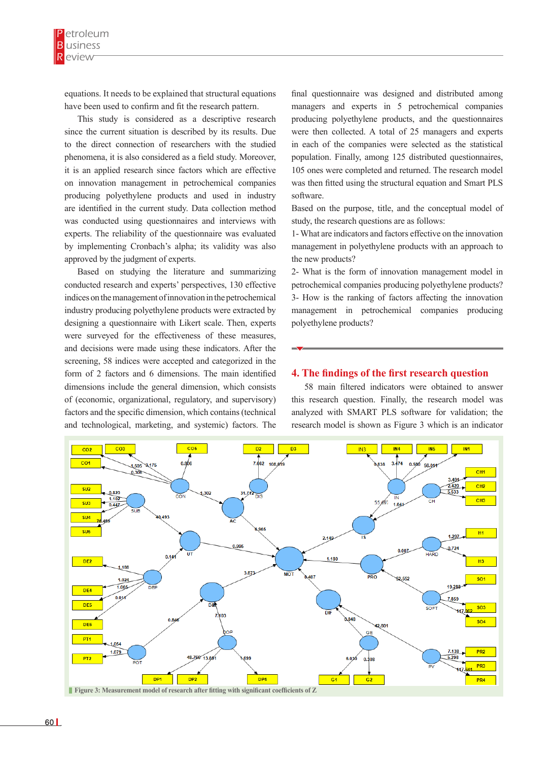equations. It needs to be explained that structural equations have been used to confirm and fit the research pattern.

This study is considered as a descriptive research since the current situation is described by its results. Due to the direct connection of researchers with the studied phenomena, it is also considered as a field study. Moreover, it is an applied research since factors which are effective on innovation management in petrochemical companies producing polyethylene products and used in industry are identified in the current study. Data collection method was conducted using questionnaires and interviews with experts. The reliability of the questionnaire was evaluated by implementing Cronbach's alpha; its validity was also approved by the judgment of experts.

Based on studying the literature and summarizing conducted research and experts' perspectives, 130 effective indices on the management of innovation in the petrochemical industry producing polyethylene products were extracted by designing a questionnaire with Likert scale. Then, experts were surveyed for the effectiveness of these measures, and decisions were made using these indicators. After the screening, 58 indices were accepted and categorized in the form of 2 factors and 6 dimensions. The main identified dimensions include the general dimension, which consists of (economic, organizational, regulatory, and supervisory) factors and the specific dimension, which contains (technical and technological, marketing, and systemic) factors. The final questionnaire was designed and distributed among managers and experts in 5 petrochemical companies producing polyethylene products, and the questionnaires were then collected. A total of 25 managers and experts in each of the companies were selected as the statistical population. Finally, among 125 distributed questionnaires, 105 ones were completed and returned. The research model was then fitted using the structural equation and Smart PLS software.

Based on the purpose, title, and the conceptual model of study, the research questions are as follows:

1- What are indicators and factors effective on the innovation management in polyethylene products with an approach to the new products?

2- What is the form of innovation management model in petrochemical companies producing polyethylene products?

3- How is the ranking of factors affecting the innovation management in petrochemical companies producing polyethylene products?

## 4. The findings of the first research question

58 main filtered indicators were obtained to answer this research question. Finally, the research model was analyzed with SMART PLS software for validation; the research model is shown as Figure 3 which is an indicator

Figure 3: Measurement model of research after fitting with significant coefficients of Z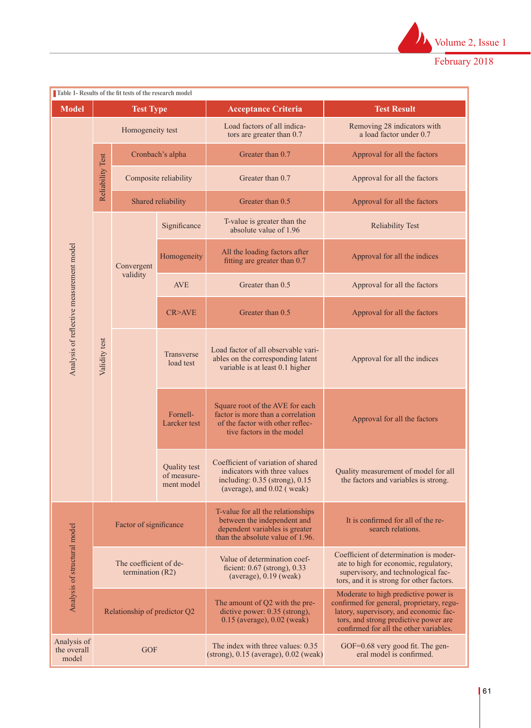Table 1- Results of the fit tests of the research model

| Model | Test Type | | | Acceptance Criteria | Test Result |
|---|---|---|---|---|---|
| Analysis of reflective measurement model | Homogeneity test | | | Load factors of all indicators are greater than 0.7 | Removing 28 indicators with a load factor under 0.7 |
| | Reliability Test | Cronbach's alpha | | Greater than 0.7 | Approval for all the factors |
| | | Composite reliability | | Greater than 0.7 | Approval for all the factors |
| | | Shared reliability | | Greater than 0.5 | Approval for all the factors |
| | Validity test | Convergent validity | Significance | T-value is greater than the absolute value of 1.96 | Reliability Test |
| | | | Homogeneity | All the loading factors after fitting are greater than 0.7 | Approval for all the indices |
| | | | AVE | Greater than 0.5 | Approval for all the factors |
| | | | CR>AVE | Greater than 0.5 | Approval for all the factors |
| | | | Transverse load test | Load factor of all observable variables on the corresponding latent variable is at least 0.1 higher | Approval for all the indices |
| | | | Fornell-Larcker test | Square root of the AVE for each factor is more than a correlation of the factor with other reflective factors in the model | Approval for all the factors |
| | | | Quality test of measurement model | Coefficient of variation of shared indicators with three values including: 0.35 (strong), 0.15 (average), and 0.02 ( weak) | Quality measurement of model for all the factors and variables is strong. |
| Analysis of structural model | Factor of significance | | | T-value for all the relationships between the independent and dependent variables is greater than the absolute value of 1.96. | It is confirmed for all of the research relations. |
| | The coefficient of determination (R2) | | | Value of determination coefficient: 0.67 (strong), 0.33 (average), 0.19 (weak) | Coefficient of determination is moderate to high for economic, regulatory, supervisory, and technological factors, and it is strong for other factors. |
| | Relationship of predictor Q2 | | | The amount of Q2 with the predictive power: 0.35 (strong), 0.15 (average), 0.02 (weak) | Moderate to high predictive power is confirmed for general, proprietary, regulatory, supervisory, and economic factors, and strong predictive power are confirmed for all the other variables. |
| Analysis of the overall model | GOF | | | The index with three values: 0.35 (strong), 0.15 (average), 0.02 (weak) | GOF=0.68 very good fit. The general model is confirmed. |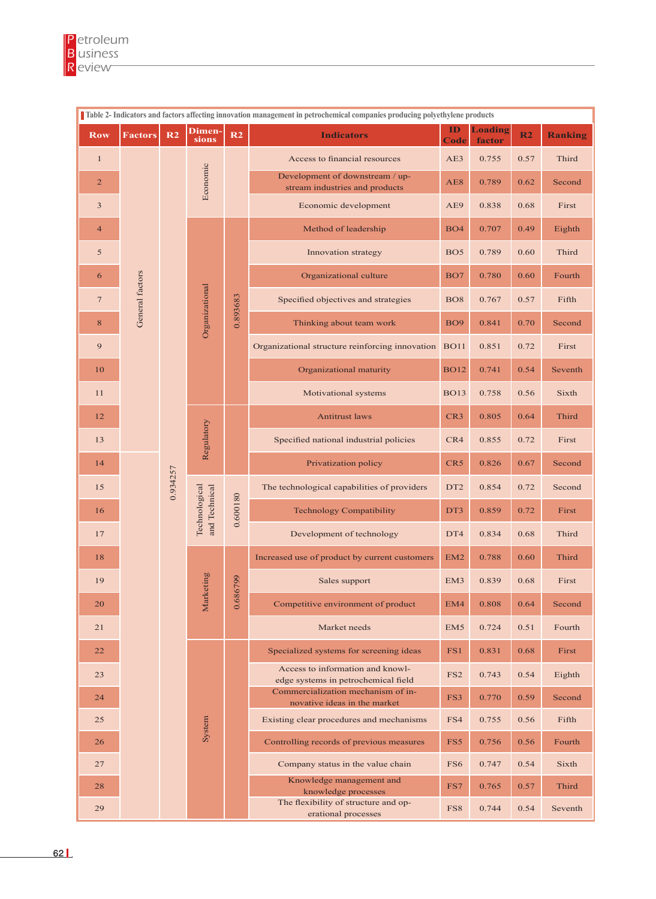Table 2- Indicators and factors affecting innovation management in petrochemical companies producing polyethylene products

| Row | Factors | R2 | Dimensions | R2 | Indicators | ID Code | Loading factor | R2 | Ranking |
|---|---|---|---|---|---|---|---|---|---|
| 1 | General factors | 0.934257 | Economic | | Access to financial resources | AE3 | 0.755 | 0.57 | Third |
| 2 | | | | | Development of downstream / upstream industries and products | AE8 | 0.789 | 0.62 | Second |
| 3 | | | | | Economic development | AE9 | 0.838 | 0.68 | First |
| 4 | | | Organizational | 0.893683 | Method of leadership | BO4 | 0.707 | 0.49 | Eighth |
| 5 | | | | | Innovation strategy | BO5 | 0.789 | 0.60 | Third |
| 6 | | | | | Organizational culture | BO7 | 0.780 | 0.60 | Fourth |
| 7 | | | | | Specified objectives and strategies | BO8 | 0.767 | 0.57 | Fifth |
| 8 | | | | | Thinking about team work | BO9 | 0.841 | 0.70 | Second |
| 9 | | | | | Organizational structure reinforcing innovation | BO11 | 0.851 | 0.72 | First |
| 10 | | | | | Organizational maturity | BO12 | 0.741 | 0.54 | Seventh |
| 11 | | | | | Motivational systems | BO13 | 0.758 | 0.56 | Sixth |
| 12 | | | Regulatory | | Antitrust laws | CR3 | 0.805 | 0.64 | Third |
| 13 | | | | | Specified national industrial policies | CR4 | 0.855 | 0.72 | First |
| 14 | | | | | Privatization policy | CR5 | 0.826 | 0.67 | Second |
| 15 | | | Technological and Technical | 0.600180 | The technological capabilities of providers | DT2 | 0.854 | 0.72 | Second |
| 16 | | | | | Technology Compatibility | DT3 | 0.859 | 0.72 | First |
| 17 | | | | | Development of technology | DT4 | 0.834 | 0.68 | Third |
| 18 | | | Marketing | 0.686799 | Increased use of product by current customers | EM2 | 0.788 | 0.60 | Third |
| 19 | | | | | Sales support | EM3 | 0.839 | 0.68 | First |
| 20 | | | | | Competitive environment of product | EM4 | 0.808 | 0.64 | Second |
| 21 | | | | | Market needs | EM5 | 0.724 | 0.51 | Fourth |
| 22 | | | System | | Specialized systems for screening ideas | FS1 | 0.831 | 0.68 | First |
| 23 | | | | | Access to information and knowledge systems in petrochemical field | FS2 | 0.743 | 0.54 | Eighth |
| 24 | | | | | Commercialization mechanism of innovative ideas in the market | FS3 | 0.770 | 0.59 | Second |
| 25 | | | | | Existing clear procedures and mechanisms | FS4 | 0.755 | 0.56 | Fifth |
| 26 | | | | | Controlling records of previous measures | FS5 | 0.756 | 0.56 | Fourth |
| 27 | | | | | Company status in the value chain | FS6 | 0.747 | 0.54 | Sixth |
| 28 | | | | | Knowledge management and knowledge processes | FS7 | 0.765 | 0.57 | Third |
| 29 | | | | | The flexibility of structure and operational processes | FS8 | 0.744 | 0.54 | Seventh |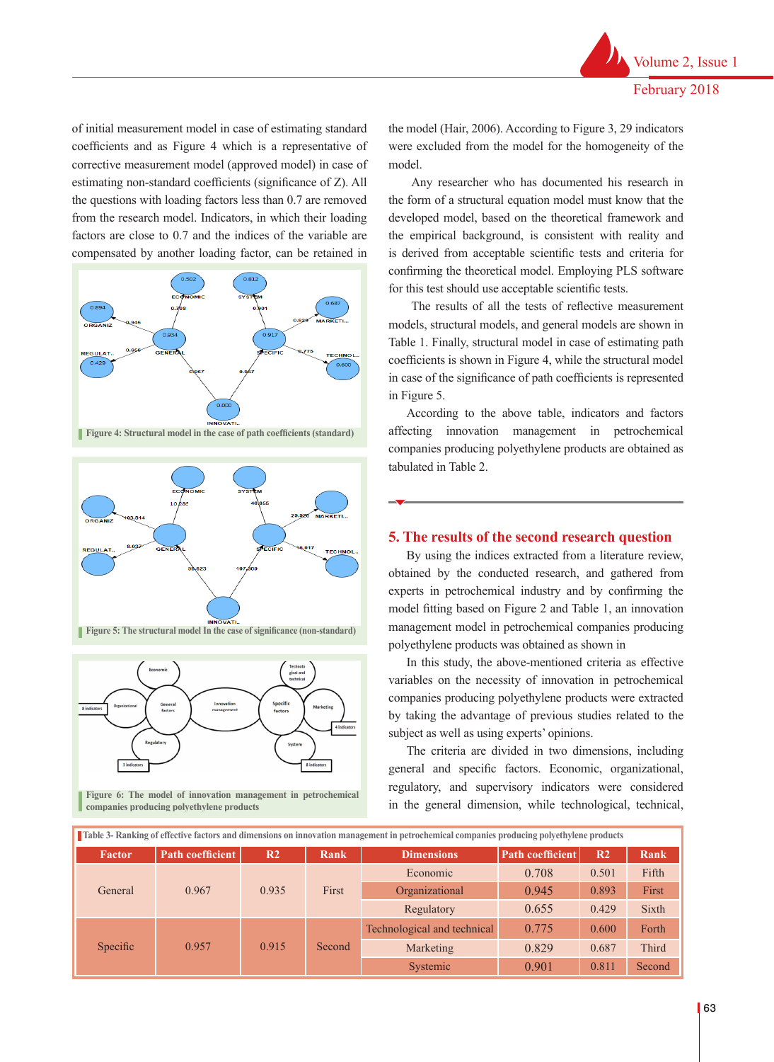of initial measurement model in case of estimating standard coefficients and as Figure 4 which is a representative of corrective measurement model (approved model) in case of estimating non-standard coefficients (significance of Z). All the questions with loading factors less than 0.7 are removed from the research model. Indicators, in which their loading factors are close to 0.7 and the indices of the variable are compensated by another loading factor, can be retained in the model (Hair, 2006). According to Figure 3, 29 indicators were excluded from the model for the homogeneity of the model.

Figure 4: Structural model in the case of path coefficients (standard)

Figure 5: The structural model In the case of significance (non-standard)

Figure 6: The model of innovation management in petrochemical companies producing polyethylene products

Any researcher who has documented his research in the form of a structural equation model must know that the developed model, based on the theoretical framework and the empirical background, is consistent with reality and is derived from acceptable scientific tests and criteria for confirming the theoretical model. Employing PLS software for this test should use acceptable scientific tests.

The results of all the tests of reflective measurement models, structural models, and general models are shown in Table 1. Finally, structural model in case of estimating path coefficients is shown in Figure 4, while the structural model in case of the significance of path coefficients is represented in Figure 5.

According to the above table, indicators and factors affecting innovation management in petrochemical companies producing polyethylene products are obtained as tabulated in Table 2.

## 5. The results of the second research question

By using the indices extracted from a literature review, obtained by the conducted research, and gathered from experts in petrochemical industry and by confirming the model fitting based on Figure 2 and Table 1, an innovation management model in petrochemical companies producing polyethylene products was obtained as shown in

In this study, the above-mentioned criteria as effective variables on the necessity of innovation in petrochemical companies producing polyethylene products were extracted by taking the advantage of previous studies related to the subject as well as using experts' opinions.

The criteria are divided in two dimensions, including general and specific factors. Economic, organizational, regulatory, and supervisory indicators were considered in the general dimension, while technological, technical,

Table 3- Ranking of effective factors and dimensions on innovation management in petrochemical companies producing polyethylene products

| Factor | Path coefficient | R2 | Rank | Dimensions | Path coefficient | R2 | Rank |
|---|---|---|---|---|---|---|---|
| General | 0.967 | 0.935 | First | Economic | 0.708 | 0.501 | Fifth |
| | | | | Organizational | 0.945 | 0.893 | First |
| | | | | Regulatory | 0.655 | 0.429 | Sixth |
| Specific | 0.957 | 0.915 | Second | Technological and technical | 0.775 | 0.600 | Forth |
| | | | | Marketing | 0.829 | 0.687 | Third |
| | | | | Systemic | 0.901 | 0.811 | Second |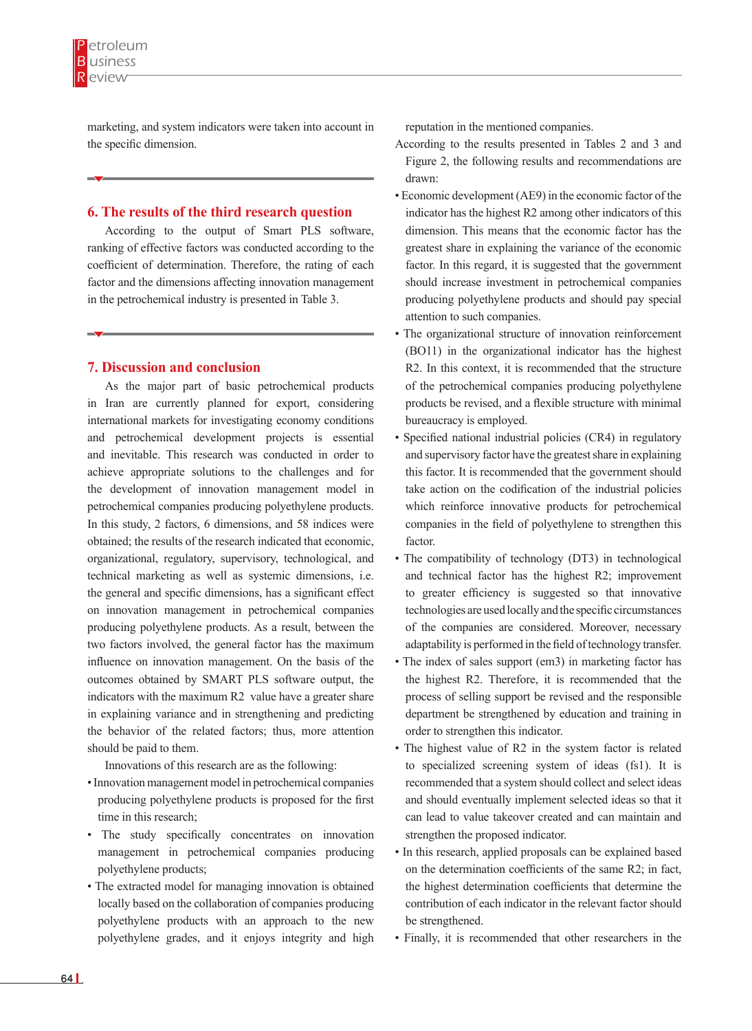marketing, and system indicators were taken into account in the specific dimension.

## 6. The results of the third research question

According to the output of Smart PLS software, ranking of effective factors was conducted according to the coefficient of determination. Therefore, the rating of each factor and the dimensions affecting innovation management in the petrochemical industry is presented in Table 3.

## 7. Discussion and conclusion

As the major part of basic petrochemical products in Iran are currently planned for export, considering international markets for investigating economy conditions and petrochemical development projects is essential and inevitable. This research was conducted in order to achieve appropriate solutions to the challenges and for the development of innovation management model in petrochemical companies producing polyethylene products. In this study, 2 factors, 6 dimensions, and 58 indices were obtained; the results of the research indicated that economic, organizational, regulatory, supervisory, technological, and technical marketing as well as systemic dimensions, i.e. the general and specific dimensions, has a significant effect on innovation management in petrochemical companies producing polyethylene products. As a result, between the two factors involved, the general factor has the maximum influence on innovation management. On the basis of the outcomes obtained by SMART PLS software output, the indicators with the maximum $R2$ value have a greater share in explaining variance and in strengthening and predicting the behavior of the related factors; thus, more attention should be paid to them.

Innovations of this research are as the following:

- Innovation management model in petrochemical companies producing polyethylene products is proposed for the first time in this research;
- The study specifically concentrates on innovation management in petrochemical companies producing polyethylene products;
- The extracted model for managing innovation is obtained locally based on the collaboration of companies producing polyethylene products with an approach to the new polyethylene grades, and it enjoys integrity and high reputation in the mentioned companies.

According to the results presented in Tables 2 and 3 and Figure 2, the following results and recommendations are drawn:

- Economic development (AE9) in the economic factor of the indicator has the highest R2 among other indicators of this dimension. This means that the economic factor has the greatest share in explaining the variance of the economic factor. In this regard, it is suggested that the government should increase investment in petrochemical companies producing polyethylene products and should pay special attention to such companies.
- The organizational structure of innovation reinforcement (BO11) in the organizational indicator has the highest R2. In this context, it is recommended that the structure of the petrochemical companies producing polyethylene products be revised, and a flexible structure with minimal bureaucracy is employed.
- Specified national industrial policies (CR4) in regulatory and supervisory factor have the greatest share in explaining this factor. It is recommended that the government should take action on the codification of the industrial policies which reinforce innovative products for petrochemical companies in the field of polyethylene to strengthen this factor.
- The compatibility of technology (DT3) in technological and technical factor has the highest R2; improvement to greater efficiency is suggested so that innovative technologies are used locally and the specific circumstances of the companies are considered. Moreover, necessary adaptability is performed in the field of technology transfer.
- The index of sales support (em3) in marketing factor has the highest R2. Therefore, it is recommended that the process of selling support be revised and the responsible department be strengthened by education and training in order to strengthen this indicator.
- The highest value of R2 in the system factor is related to specialized screening system of ideas (fs1). It is recommended that a system should collect and select ideas and should eventually implement selected ideas so that it can lead to value takeover created and can maintain and strengthen the proposed indicator.
- In this research, applied proposals can be explained based on the determination coefficients of the same R2; in fact, the highest determination coefficients that determine the contribution of each indicator in the relevant factor should be strengthened.
- Finally, it is recommended that other researchers in the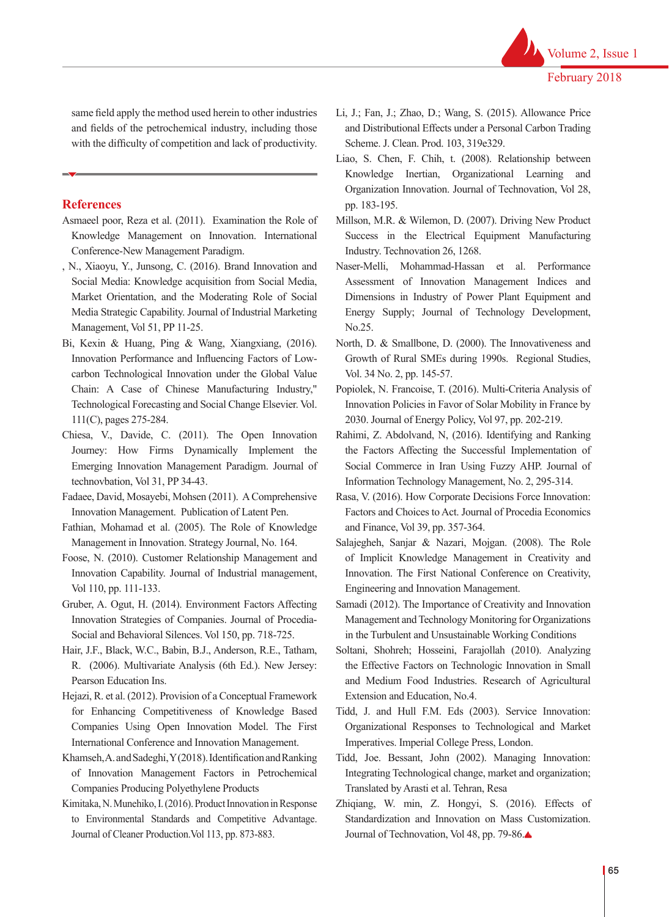same field apply the method used herein to other industries and fields of the petrochemical industry, including those with the difficulty of competition and lack of productivity.

## References

Asmaeel poor, Reza et al. (2011). Examination the Role of Knowledge Management on Innovation. International Conference-New Management Paradigm.

, N., Xiaoyu, Y., Junsong, C. (2016). Brand Innovation and Social Media: Knowledge acquisition from Social Media, Market Orientation, and the Moderating Role of Social Media Strategic Capability. Journal of Industrial Marketing Management, Vol 51, PP 11-25.

Bi, Kexin & Huang, Ping & Wang, Xiangxiang, (2016). Innovation Performance and Influencing Factors of Low-carbon Technological Innovation under the Global Value Chain: A Case of Chinese Manufacturing Industry," Technological Forecasting and Social Change Elsevier. Vol. 111(C), pages 275-284.

Chiesa, V., Davide, C. (2011). The Open Innovation Journey: How Firms Dynamically Implement the Emerging Innovation Management Paradigm. Journal of technovbation, Vol 31, PP 34-43.

Fadaee, David, Mosayebi, Mohsen (2011). A Comprehensive Innovation Management. Publication of Latent Pen.

Fathian, Mohamad et al. (2005). The Role of Knowledge Management in Innovation. Strategy Journal, No. 164.

Foose, N. (2010). Customer Relationship Management and Innovation Capability. Journal of Industrial management, Vol 110, pp. 111-133.

Gruber, A. Ogut, H. (2014). Environment Factors Affecting Innovation Strategies of Companies. Journal of Procedia-Social and Behavioral Silences. Vol 150, pp. 718-725.

Hair, J.F., Black, W.C., Babin, B.J., Anderson, R.E., Tatham, R. (2006). Multivariate Analysis (6th Ed.). New Jersey: Pearson Education Ins.

Hejazi, R. et al. (2012). Provision of a Conceptual Framework for Enhancing Competitiveness of Knowledge Based Companies Using Open Innovation Model. The First International Conference and Innovation Management.

Khamseh, A. and Sadeghi, Y (2018). Identification and Ranking of Innovation Management Factors in Petrochemical Companies Producing Polyethylene Products

Kimitaka, N. Munehiko, I. (2016). Product Innovation in Response to Environmental Standards and Competitive Advantage. Journal of Cleaner Production. Vol 113, pp. 873-883.

Li, J.; Fan, J.; Zhao, D.; Wang, S. (2015). Allowance Price and Distributional Effects under a Personal Carbon Trading Scheme. J. Clean. Prod. 103, 319e329.

Liao, S. Chen, F. Chih, t. (2008). Relationship between Knowledge Inertian, Organizational Learning and Organization Innovation. Journal of Technovation, Vol 28, pp. 183-195.

Millson, M.R. & Wilemon, D. (2007). Driving New Product Success in the Electrical Equipment Manufacturing Industry. Technovation 26, 1268.

Naser-Melli, Mohammad-Hassan et al. Performance Assessment of Innovation Management Indices and Dimensions in Industry of Power Plant Equipment and Energy Supply; Journal of Technology Development, No.25.

North, D. & Smallbone, D. (2000). The Innovativeness and Growth of Rural SMEs during 1990s. Regional Studies, Vol. 34 No. 2, pp. 145-57.

Popiolek, N. Francoise, T. (2016). Multi-Criteria Analysis of Innovation Policies in Favor of Solar Mobility in France by 2030. Journal of Energy Policy, Vol 97, pp. 202-219.

Rahimi, Z. Abdolvand, N, (2016). Identifying and Ranking the Factors Affecting the Successful Implementation of Social Commerce in Iran Using Fuzzy AHP. Journal of Information Technology Management, No. 2, 295-314.

Rasa, V. (2016). How Corporate Decisions Force Innovation: Factors and Choices to Act. Journal of Procedia Economics and Finance, Vol 39, pp. 357-364.

Salajegheh, Sanjar & Nazari, Mojgan. (2008). The Role of Implicit Knowledge Management in Creativity and Innovation. The First National Conference on Creativity, Engineering and Innovation Management.

Samadi (2012). The Importance of Creativity and Innovation Management and Technology Monitoring for Organizations in the Turbulent and Unsustainable Working Conditions

Soltani, Shohreh; Hosseini, Farajollah (2010). Analyzing the Effective Factors on Technologic Innovation in Small and Medium Food Industries. Research of Agricultural Extension and Education, No.4.

Tidd, J. and Hull F.M. Eds (2003). Service Innovation: Organizational Responses to Technological and Market Imperatives. Imperial College Press, London.

Tidd, Joe. Bessant, John (2002). Managing Innovation: Integrating Technological change, market and organization; Translated by Arasti et al. Tehran, Resa

Zhiqiang, W. min, Z. Hongyi, S. (2016). Effects of Standardization and Innovation on Mass Customization. Journal of Technovation, Vol 48, pp. 79-86.